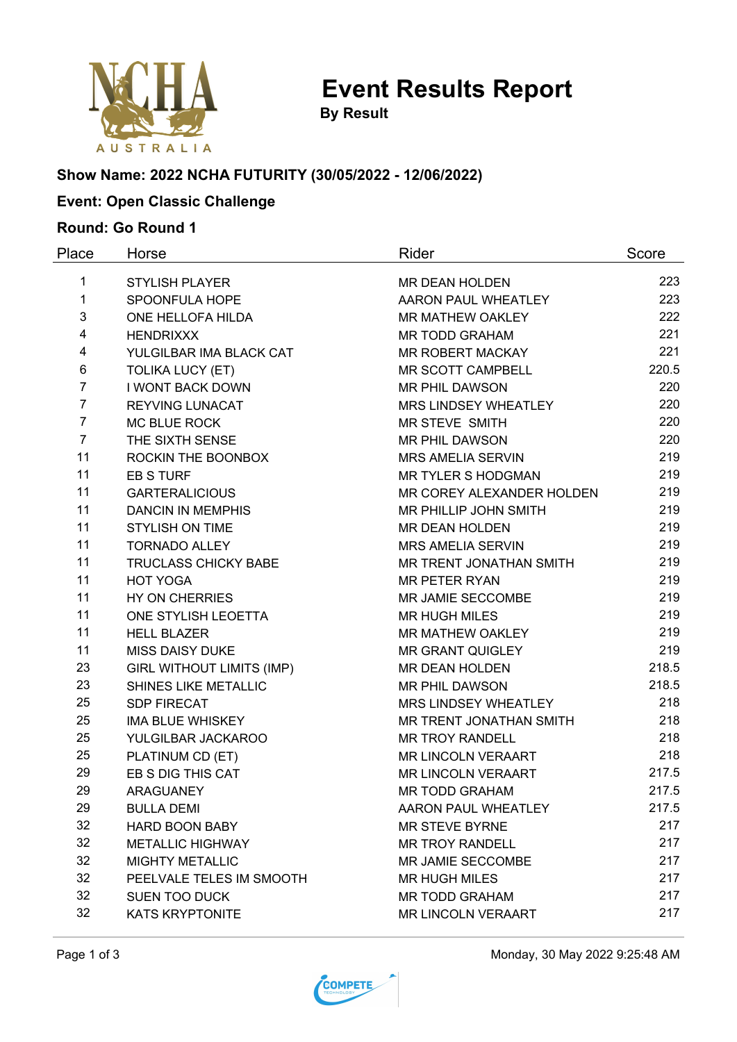# Event Results Report

**By Result**

### Show Name: 2022 NCHA FUTURITY (30/05/2022 - 12/06/2022)

### Event: Open Classic Challenge

### Round: Go Round 1

| Place | Horse | Rider | Score |
|---|---|---|---|
| 1 | STYLISH PLAYER | MR DEAN HOLDEN | 223 |
| 1 | SPOONFULA HOPE | AARON PAUL WHEATLEY | 223 |
| 3 | ONE HELLOFA HILDA | MR MATHEW OAKLEY | 222 |
| 4 | HENDRIXXX | MR TODD GRAHAM | 221 |
| 4 | YULGILBAR IMA BLACK CAT | MR ROBERT MACKAY | 221 |
| 6 | TOLIKA LUCY (ET) | MR SCOTT CAMPBELL | 220.5 |
| 7 | I WONT BACK DOWN | MR PHIL DAWSON | 220 |
| 7 | REYVING LUNACAT | MRS LINDSEY WHEATLEY | 220 |
| 7 | MC BLUE ROCK | MR STEVE SMITH | 220 |
| 7 | THE SIXTH SENSE | MR PHIL DAWSON | 220 |
| 11 | ROCKIN THE BOONBOX | MRS AMELIA SERVIN | 219 |
| 11 | EB S TURF | MR TYLER S HODGMAN | 219 |
| 11 | GARTERALICIOUS | MR COREY ALEXANDER HOLDEN | 219 |
| 11 | DANCIN IN MEMPHIS | MR PHILLIP JOHN SMITH | 219 |
| 11 | STYLISH ON TIME | MR DEAN HOLDEN | 219 |
| 11 | TORNADO ALLEY | MRS AMELIA SERVIN | 219 |
| 11 | TRUCLASS CHICKY BABE | MR TRENT JONATHAN SMITH | 219 |
| 11 | HOT YOGA | MR PETER RYAN | 219 |
| 11 | HY ON CHERRIES | MR JAMIE SECCOMBE | 219 |
| 11 | ONE STYLISH LEOETTA | MR HUGH MILES | 219 |
| 11 | HELL BLAZER | MR MATHEW OAKLEY | 219 |
| 11 | MISS DAISY DUKE | MR GRANT QUIGLEY | 219 |
| 23 | GIRL WITHOUT LIMITS (IMP) | MR DEAN HOLDEN | 218.5 |
| 23 | SHINES LIKE METALLIC | MR PHIL DAWSON | 218.5 |
| 25 | SDP FIRECAT | MRS LINDSEY WHEATLEY | 218 |
| 25 | IMA BLUE WHISKEY | MR TRENT JONATHAN SMITH | 218 |
| 25 | YULGILBAR JACKAROO | MR TROY RANDELL | 218 |
| 25 | PLATINUM CD (ET) | MR LINCOLN VERAART | 218 |
| 29 | EB S DIG THIS CAT | MR LINCOLN VERAART | 217.5 |
| 29 | ARAGUANEY | MR TODD GRAHAM | 217.5 |
| 29 | BULLA DEMI | AARON PAUL WHEATLEY | 217.5 |
| 32 | HARD BOON BABY | MR STEVE BYRNE | 217 |
| 32 | METALLIC HIGHWAY | MR TROY RANDELL | 217 |
| 32 | MIGHTY METALLIC | MR JAMIE SECCOMBE | 217 |
| 32 | PEELVALE TELES IM SMOOTH | MR HUGH MILES | 217 |
| 32 | SUEN TOO DUCK | MR TODD GRAHAM | 217 |
| 32 | KATS KRYPTONITE | MR LINCOLN VERAART | 217 |

Monday, 30 May 2022 9:25:48 AM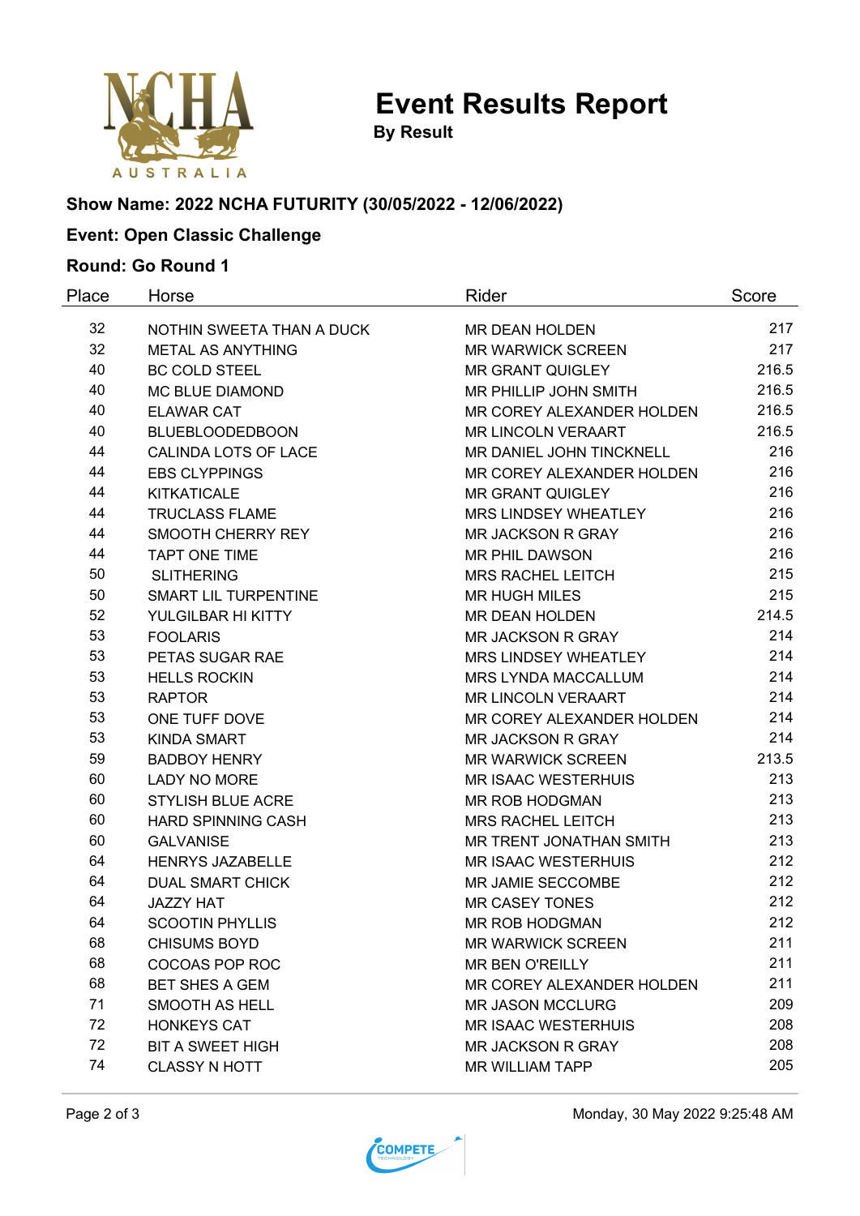# Event Results Report

**By Result**

### Show Name: 2022 NCHA FUTURITY (30/05/2022 - 12/06/2022)

### Event: Open Classic Challenge

### Round: Go Round 1

| Place | Horse | Rider | Score |
|---|---|---|---|
| 32 | NOTHIN SWEETA THAN A DUCK | MR DEAN HOLDEN | 217 |
| 32 | METAL AS ANYTHING | MR WARWICK SCREEN | 217 |
| 40 | BC COLD STEEL | MR GRANT QUIGLEY | 216.5 |
| 40 | MC BLUE DIAMOND | MR PHILLIP JOHN SMITH | 216.5 |
| 40 | ELAWAR CAT | MR COREY ALEXANDER HOLDEN | 216.5 |
| 40 | BLUEBLOODEDBOON | MR LINCOLN VERAART | 216.5 |
| 44 | CALINDA LOTS OF LACE | MR DANIEL JOHN TINCKNELL | 216 |
| 44 | EBS CLYPPINGS | MR COREY ALEXANDER HOLDEN | 216 |
| 44 | KITKATICALE | MR GRANT QUIGLEY | 216 |
| 44 | TRUCLASS FLAME | MRS LINDSEY WHEATLEY | 216 |
| 44 | SMOOTH CHERRY REY | MR JACKSON R GRAY | 216 |
| 44 | TAPT ONE TIME | MR PHIL DAWSON | 216 |
| 50 | SLITHERING | MRS RACHEL LEITCH | 215 |
| 50 | SMART LIL TURPENTINE | MR HUGH MILES | 215 |
| 52 | YULGILBAR HI KITTY | MR DEAN HOLDEN | 214.5 |
| 53 | FOOLARIS | MR JACKSON R GRAY | 214 |
| 53 | PETAS SUGAR RAE | MRS LINDSEY WHEATLEY | 214 |
| 53 | HELLS ROCKIN | MRS LYNDA MACCALLUM | 214 |
| 53 | RAPTOR | MR LINCOLN VERAART | 214 |
| 53 | ONE TUFF DOVE | MR COREY ALEXANDER HOLDEN | 214 |
| 53 | KINDA SMART | MR JACKSON R GRAY | 214 |
| 59 | BADBOY HENRY | MR WARWICK SCREEN | 213.5 |
| 60 | LADY NO MORE | MR ISAAC WESTERHUIS | 213 |
| 60 | STYLISH BLUE ACRE | MR ROB HODGMAN | 213 |
| 60 | HARD SPINNING CASH | MRS RACHEL LEITCH | 213 |
| 60 | GALVANISE | MR TRENT JONATHAN SMITH | 213 |
| 64 | HENRYS JAZABELLE | MR ISAAC WESTERHUIS | 212 |
| 64 | DUAL SMART CHICK | MR JAMIE SECCOMBE | 212 |
| 64 | JAZZY HAT | MR CASEY TONES | 212 |
| 64 | SCOOTIN PHYLLIS | MR ROB HODGMAN | 212 |
| 68 | CHISUMS BOYD | MR WARWICK SCREEN | 211 |
| 68 | COCOAS POP ROC | MR BEN O'REILLY | 211 |
| 68 | BET SHES A GEM | MR COREY ALEXANDER HOLDEN | 211 |
| 71 | SMOOTH AS HELL | MR JASON MCCLURG | 209 |
| 72 | HONKEYS CAT | MR ISAAC WESTERHUIS | 208 |
| 72 | BIT A SWEET HIGH | MR JACKSON R GRAY | 208 |
| 74 | CLASSY N HOTT | MR WILLIAM TAPP | 205 |

Monday, 30 May 2022 9:25:48 AM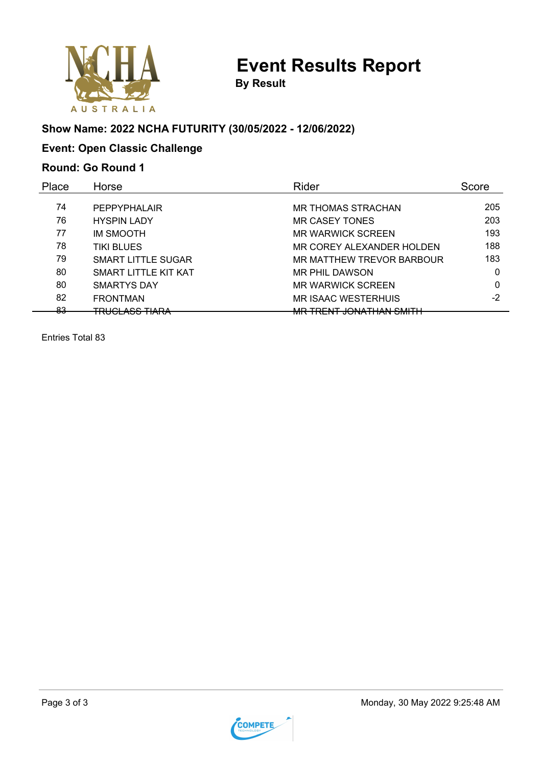# Event Results Report

**By Result**

### Show Name: 2022 NCHA FUTURITY (30/05/2022 - 12/06/2022)

### Event: Open Classic Challenge

### Round: Go Round 1

| Place | Horse | Rider | Score |
|---|---|---|---|
| 74 | PEPPYPHALAIR | MR THOMAS STRACHAN | 205 |
| 76 | HYSPIN LADY | MR CASEY TONES | 203 |
| 77 | IM SMOOTH | MR WARWICK SCREEN | 193 |
| 78 | TIKI BLUES | MR COREY ALEXANDER HOLDEN | 188 |
| 79 | SMART LITTLE SUGAR | MR MATTHEW TREVOR BARBOUR | 183 |
| 80 | SMART LITTLE KIT KAT | MR PHIL DAWSON | 0 |
| 80 | SMARTYS DAY | MR WARWICK SCREEN | 0 |
| 82 | FRONTMAN | MR ISAAC WESTERHUIS | -2 |
| ~~83~~ | ~~TRUCLASS TIARA~~ | ~~MR TRENT JONATHAN SMITH~~ | |

Entries Total 83

Monday, 30 May 2022 9:25:48 AM